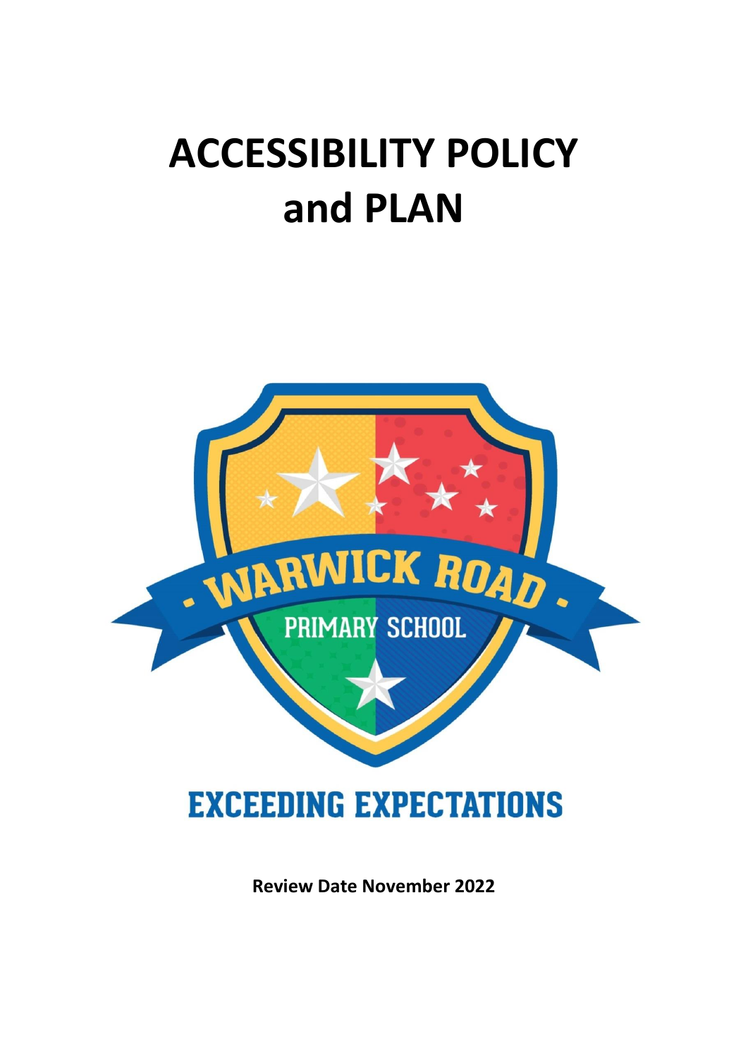# ACCESSIBILITY POLICY and PLAN

WARWICK ROAD

PRIMARY SCHOOL

EXCEEDING EXPECTATIONS

**Review Date November 2022**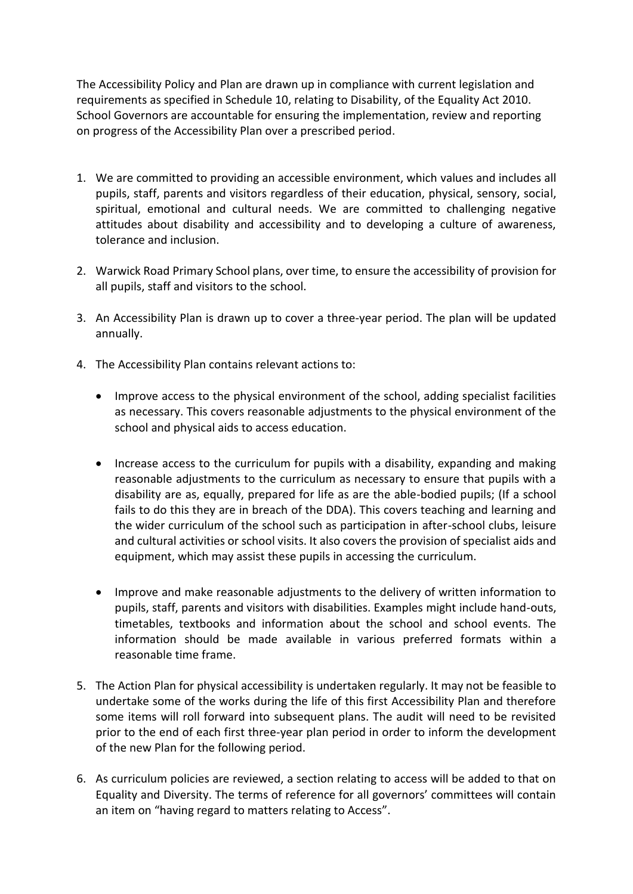The Accessibility Policy and Plan are drawn up in compliance with current legislation and requirements as specified in Schedule 10, relating to Disability, of the Equality Act 2010. School Governors are accountable for ensuring the implementation, review and reporting on progress of the Accessibility Plan over a prescribed period.

1. We are committed to providing an accessible environment, which values and includes all pupils, staff, parents and visitors regardless of their education, physical, sensory, social, spiritual, emotional and cultural needs. We are committed to challenging negative attitudes about disability and accessibility and to developing a culture of awareness, tolerance and inclusion.

2. Warwick Road Primary School plans, over time, to ensure the accessibility of provision for all pupils, staff and visitors to the school.

3. An Accessibility Plan is drawn up to cover a three-year period. The plan will be updated annually.

4. The Accessibility Plan contains relevant actions to:

   - Improve access to the physical environment of the school, adding specialist facilities as necessary. This covers reasonable adjustments to the physical environment of the school and physical aids to access education.

   - Increase access to the curriculum for pupils with a disability, expanding and making reasonable adjustments to the curriculum as necessary to ensure that pupils with a disability are as, equally, prepared for life as are the able-bodied pupils; (If a school fails to do this they are in breach of the DDA). This covers teaching and learning and the wider curriculum of the school such as participation in after-school clubs, leisure and cultural activities or school visits. It also covers the provision of specialist aids and equipment, which may assist these pupils in accessing the curriculum.

   - Improve and make reasonable adjustments to the delivery of written information to pupils, staff, parents and visitors with disabilities. Examples might include hand-outs, timetables, textbooks and information about the school and school events. The information should be made available in various preferred formats within a reasonable time frame.

5. The Action Plan for physical accessibility is undertaken regularly. It may not be feasible to undertake some of the works during the life of this first Accessibility Plan and therefore some items will roll forward into subsequent plans. The audit will need to be revisited prior to the end of each first three-year plan period in order to inform the development of the new Plan for the following period.

6. As curriculum policies are reviewed, a section relating to access will be added to that on Equality and Diversity. The terms of reference for all governors' committees will contain an item on "having regard to matters relating to Access".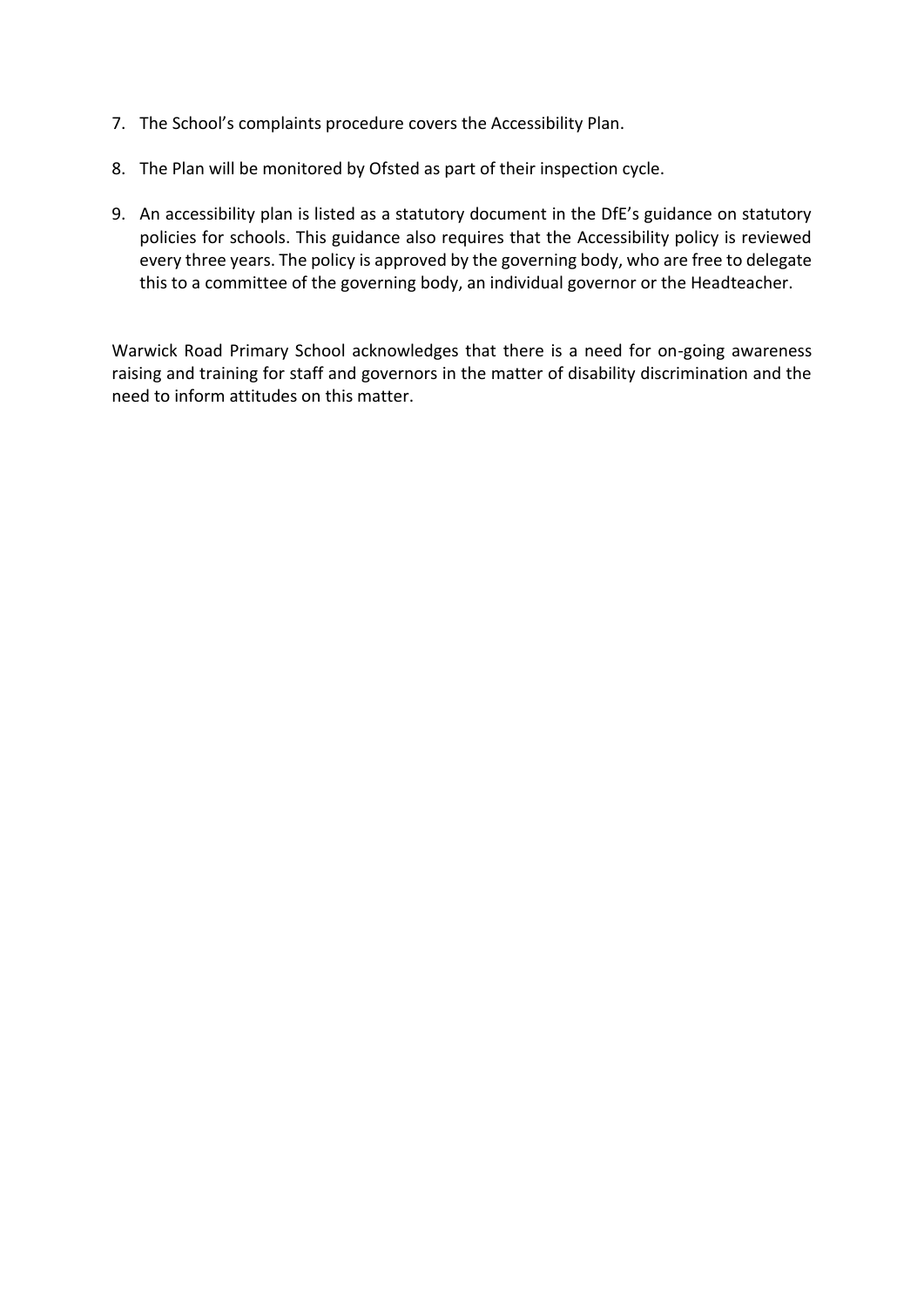7. The School's complaints procedure covers the Accessibility Plan.

8. The Plan will be monitored by Ofsted as part of their inspection cycle.

9. An accessibility plan is listed as a statutory document in the DfE's guidance on statutory policies for schools. This guidance also requires that the Accessibility policy is reviewed every three years. The policy is approved by the governing body, who are free to delegate this to a committee of the governing body, an individual governor or the Headteacher.

Warwick Road Primary School acknowledges that there is a need for on-going awareness raising and training for staff and governors in the matter of disability discrimination and the need to inform attitudes on this matter.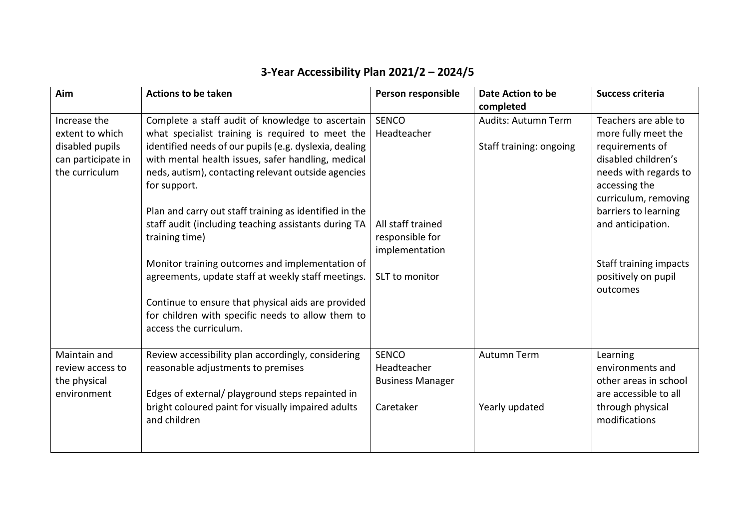# 3-Year Accessibility Plan 2021/2 – 2024/5

| Aim | Actions to be taken | Person responsible | Date Action to be completed | Success criteria |
|---|---|---|---|---|
| Increase the extent to which disabled pupils can participate in the curriculum | Complete a staff audit of knowledge to ascertain what specialist training is required to meet the identified needs of our pupils (e.g. dyslexia, dealing with mental health issues, safer handling, medical neds, autism), contacting relevant outside agencies for support.<br><br>Plan and carry out staff training as identified in the staff audit (including teaching assistants during TA training time)<br><br>Monitor training outcomes and implementation of agreements, update staff at weekly staff meetings.<br><br>Continue to ensure that physical aids are provided for children with specific needs to allow them to access the curriculum. | SENCO<br>Headteacher<br><br>All staff trained responsible for implementation<br><br>SLT to monitor | Audits: Autumn Term<br><br>Staff training: ongoing | Teachers are able to more fully meet the requirements of disabled children's needs with regards to accessing the curriculum, removing barriers to learning and anticipation.<br><br>Staff training impacts positively on pupil outcomes |
| Maintain and review access to the physical environment | Review accessibility plan accordingly, considering reasonable adjustments to premises<br><br>Edges of external/ playground steps repainted in bright coloured paint for visually impaired adults and children | SENCO<br>Headteacher<br>Business Manager<br><br>Caretaker | Autumn Term<br><br>Yearly updated | Learning environments and other areas in school are accessible to all through physical modifications |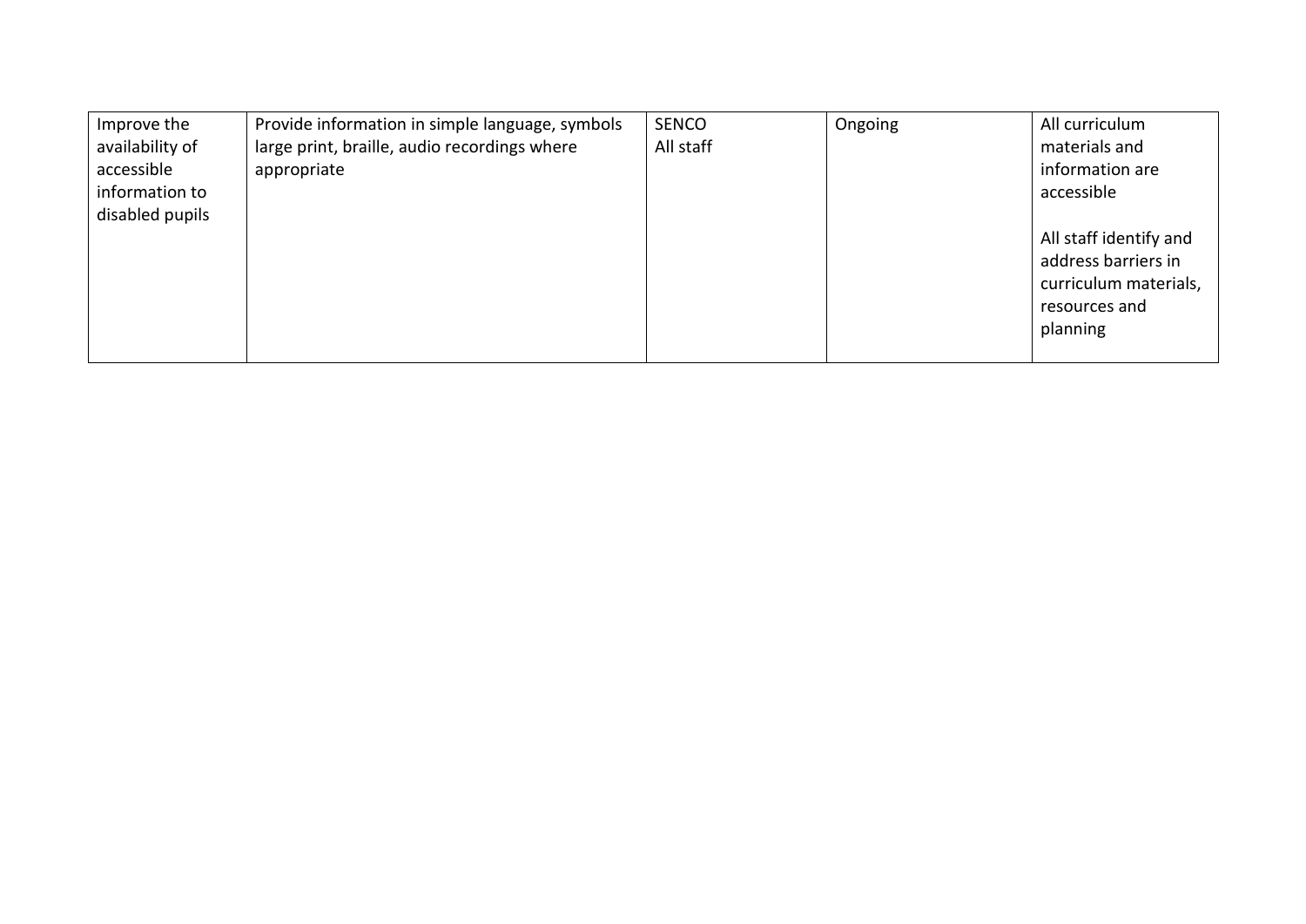| | | | | |
|---|---|---|---|---|
| Improve the availability of accessible information to disabled pupils | Provide information in simple language, symbols large print, braille, audio recordings where appropriate | SENCO<br>All staff | Ongoing | All curriculum materials and information are accessible<br><br>All staff identify and address barriers in curriculum materials, resources and planning |